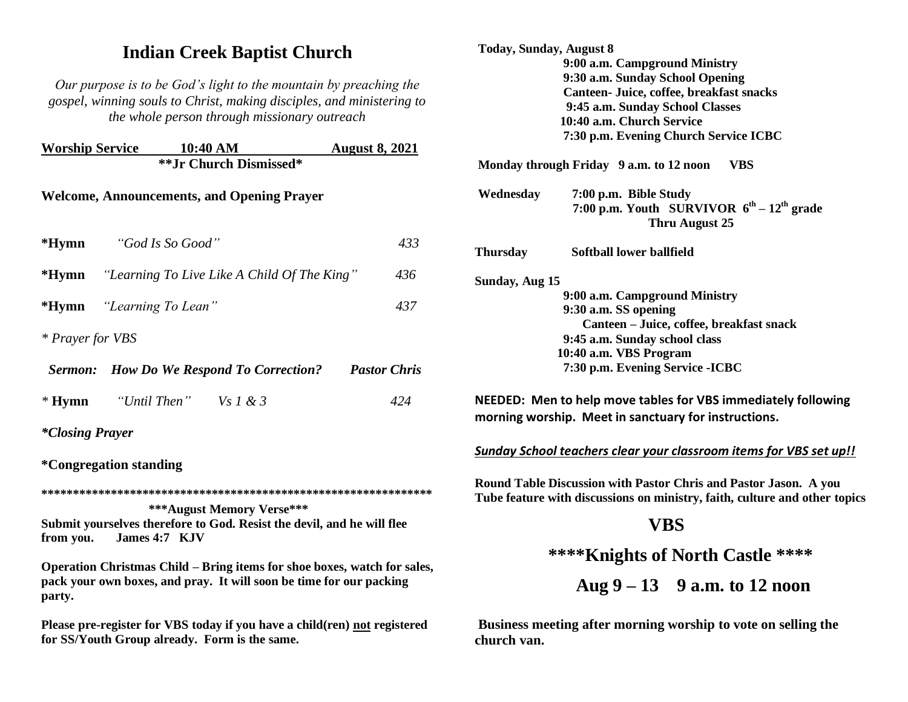# Indian Creek Baptist Church

*Our purpose is to be God's light to the mountain by preaching the gospel, winning souls to Christ, making disciples, and ministering to the whole person through missionary outreach*

**Worship Service 10:40 AM August 8, 2021**

****Jr Church Dismissed***

**Welcome, Announcements, and Opening Prayer**

**\*Hymn** *"God Is So Good"* 433

**\*Hymn** *"Learning To Live Like A Child Of The King"* 436

**\*Hymn** *"Learning To Lean"* 437

*\* Prayer for VBS*

***Sermon: How Do We Respond To Correction? Pastor Chris***

\* **Hymn** *"Until Then" Vs 1 & 3* 424

***\*Closing Prayer***

**\*Congregation standing**

**\*\*\*\*\*\*\*\*\*\*\*\*\*\*\*\*\*\*\*\*\*\*\*\*\*\*\*\*\*\*\*\*\*\*\*\*\*\*\*\*\*\*\*\*\*\*\*\*\*\*\*\*\*\*\*\*\*\*\*\*\*\***

**\*\*\*August Memory Verse\*\*\***

**Submit yourselves therefore to God. Resist the devil, and he will flee from you. James 4:7 KJV**

**Operation Christmas Child – Bring items for shoe boxes, watch for sales, pack your own boxes, and pray. It will soon be time for our packing party.**

**Please pre-register for VBS today if you have a child(ren) not registered for SS/Youth Group already. Form is the same.**

**Today, Sunday, August 8**
- **9:00 a.m. Campground Ministry**
- **9:30 a.m. Sunday School Opening**
- **Canteen- Juice, coffee, breakfast snacks**
- **9:45 a.m. Sunday School Classes**
- **10:40 a.m. Church Service**
- **7:30 p.m. Evening Church Service ICBC**

**Monday through Friday 9 a.m. to 12 noon VBS**

**Wednesday 7:00 p.m. Bible Study**
**7:00 p.m. Youth SURVIVOR $6^{th}$ – $12^{th}$ grade Thru August 25**

**Thursday Softball lower ballfield**

**Sunday, Aug 15**
- **9:00 a.m. Campground Ministry**
- **9:30 a.m. SS opening**
- **Canteen – Juice, coffee, breakfast snack**
- **9:45 a.m. Sunday school class**
- **10:40 a.m. VBS Program**
- **7:30 p.m. Evening Service -ICBC**

**NEEDED: Men to help move tables for VBS immediately following morning worship. Meet in sanctuary for instructions.**

***Sunday School teachers clear your classroom items for VBS set up!!***

**Round Table Discussion with Pastor Chris and Pastor Jason. A you Tube feature with discussions on ministry, faith, culture and other topics**

## VBS

## \*\*\*\*Knights of North Castle \*\*\*\*

## Aug 9 – 13 9 a.m. to 12 noon

**Business meeting after morning worship to vote on selling the church van.**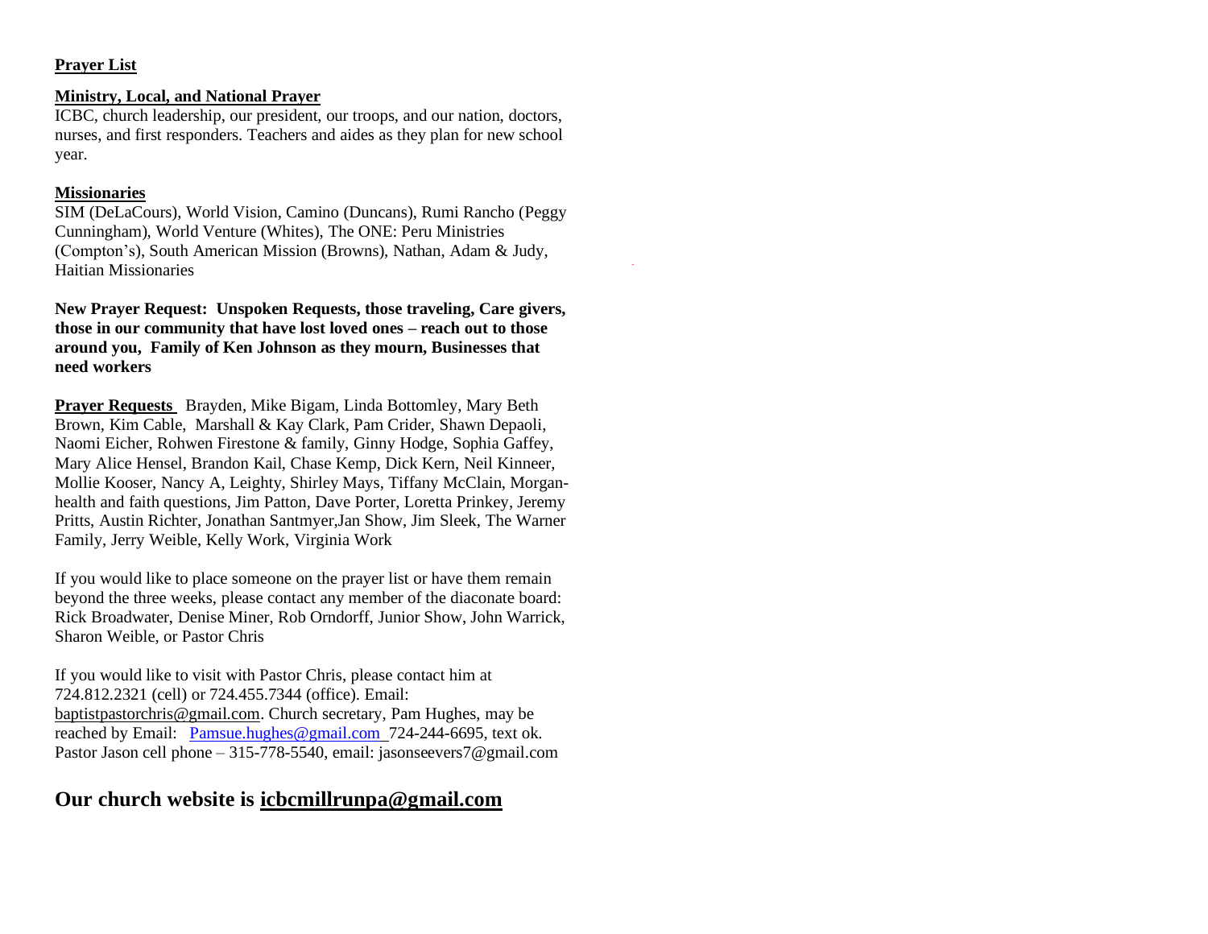**Prayer List**

**Ministry, Local, and National Prayer**

ICBC, church leadership, our president, our troops, and our nation, doctors, nurses, and first responders. Teachers and aides as they plan for new school year.

**Missionaries**

SIM (DeLaCours), World Vision, Camino (Duncans), Rumi Rancho (Peggy Cunningham), World Venture (Whites), The ONE: Peru Ministries (Compton's), South American Mission (Browns), Nathan, Adam & Judy, Haitian Missionaries

**New Prayer Request: Unspoken Requests, those traveling, Care givers, those in our community that have lost loved ones – reach out to those around you, Family of Ken Johnson as they mourn, Businesses that need workers**

**Prayer Requests** Brayden, Mike Bigam, Linda Bottomley, Mary Beth Brown, Kim Cable, Marshall & Kay Clark, Pam Crider, Shawn Depaoli, Naomi Eicher, Rohwen Firestone & family, Ginny Hodge, Sophia Gaffey, Mary Alice Hensel, Brandon Kail, Chase Kemp, Dick Kern, Neil Kinneer, Mollie Kooser, Nancy A, Leighty, Shirley Mays, Tiffany McClain, Morgan- health and faith questions, Jim Patton, Dave Porter, Loretta Prinkey, Jeremy Pritts, Austin Richter, Jonathan Santmyer,Jan Show, Jim Sleek, The Warner Family, Jerry Weible, Kelly Work, Virginia Work

If you would like to place someone on the prayer list or have them remain beyond the three weeks, please contact any member of the diaconate board: Rick Broadwater, Denise Miner, Rob Orndorff, Junior Show, John Warrick, Sharon Weible, or Pastor Chris

If you would like to visit with Pastor Chris, please contact him at 724.812.2321 (cell) or 724.455.7344 (office). Email: baptistpastorchris@gmail.com. Church secretary, Pam Hughes, may be reached by Email: Pamsue.hughes@gmail.com 724-244-6695, text ok. Pastor Jason cell phone – 315-778-5540, email: jasonseevers7@gmail.com

## Our church website is icbcmillrunpa@gmail.com